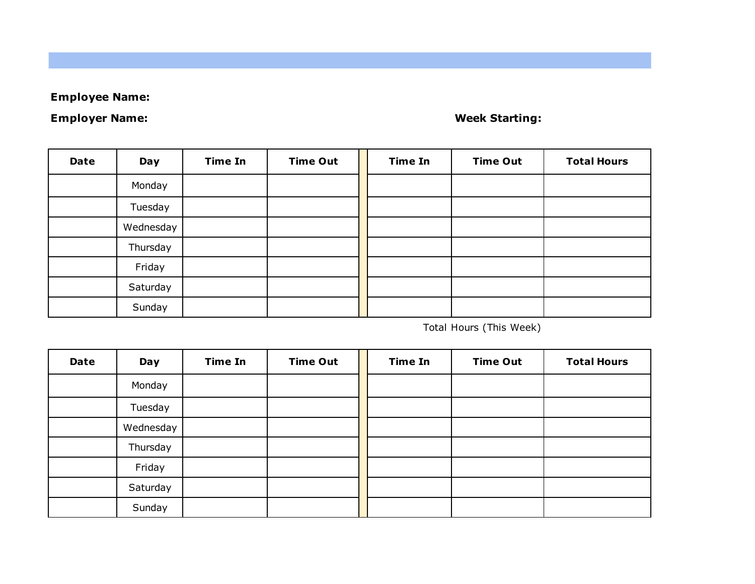**Employee Name:**

**Employer Name:** **Week Starting:**

| Date | Day | Time In | Time Out | Time In | Time Out | Total Hours |
|---|---|---|---|---|---|---|
| | Monday | | | | | |
| | Tuesday | | | | | |
| | Wednesday | | | | | |
| | Thursday | | | | | |
| | Friday | | | | | |
| | Saturday | | | | | |
| | Sunday | | | | | |

Total Hours (This Week)

| Date | Day | Time In | Time Out | Time In | Time Out | Total Hours |
|---|---|---|---|---|---|---|
| | Monday | | | | | |
| | Tuesday | | | | | |
| | Wednesday | | | | | |
| | Thursday | | | | | |
| | Friday | | | | | |
| | Saturday | | | | | |
| | Sunday | | | | | |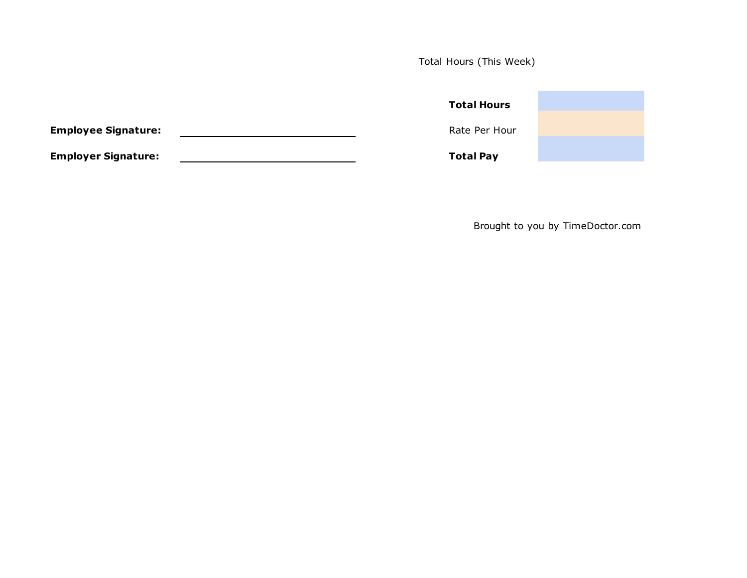Total Hours (This Week)

| | |
|---|---|
| **Total Hours** | |
| Rate Per Hour | |
| **Total Pay** | |

**Employee Signature:** ______________________________

**Employer Signature:** ______________________________

Brought to you by TimeDoctor.com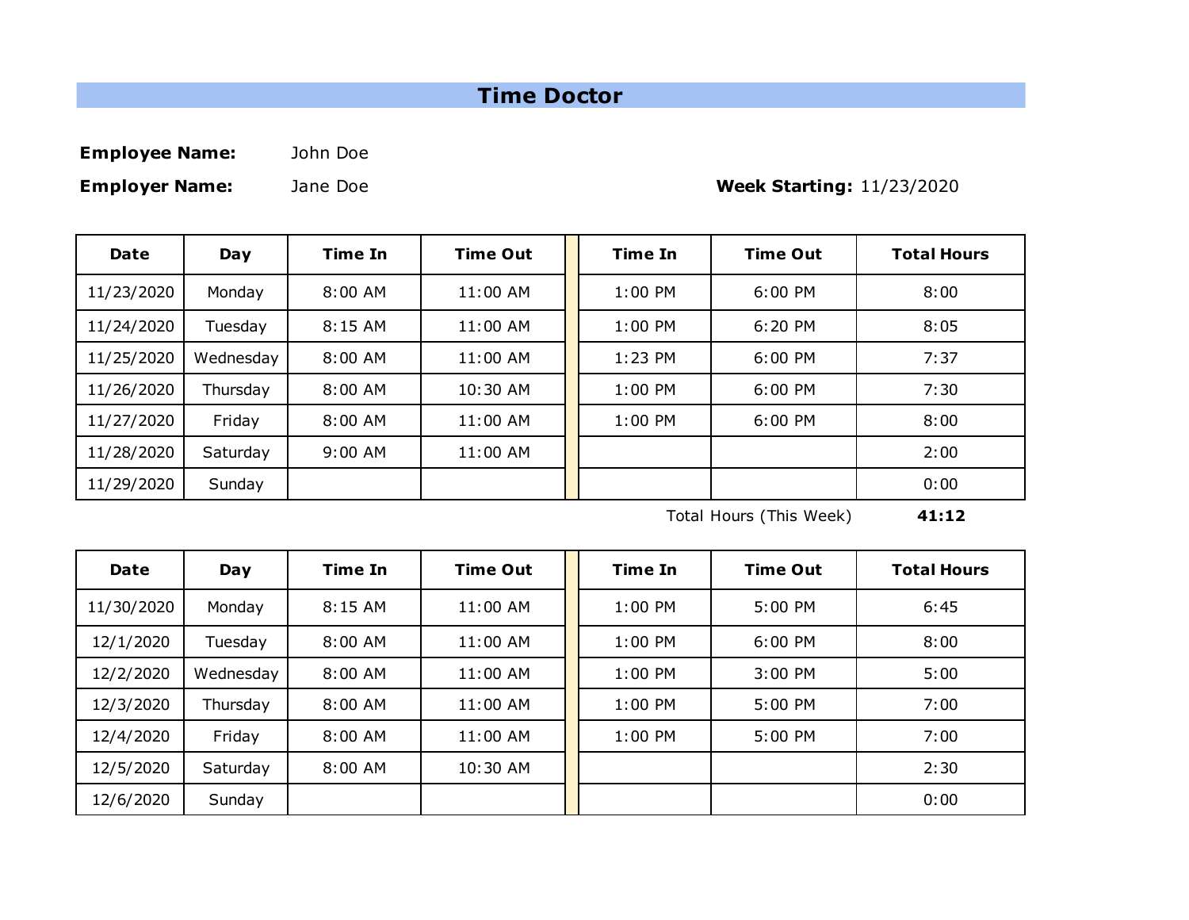# Time Doctor

**Employee Name:** John Doe

**Employer Name:** Jane Doe

**Week Starting:** 11/23/2020

| Date | Day | Time In | Time Out | | Time In | Time Out | Total Hours |
|---|---|---|---|---|---|---|---|
| 11/23/2020 | Monday | 8:00 AM | 11:00 AM | | 1:00 PM | 6:00 PM | 8:00 |
| 11/24/2020 | Tuesday | 8:15 AM | 11:00 AM | | 1:00 PM | 6:20 PM | 8:05 |
| 11/25/2020 | Wednesday | 8:00 AM | 11:00 AM | | 1:23 PM | 6:00 PM | 7:37 |
| 11/26/2020 | Thursday | 8:00 AM | 10:30 AM | | 1:00 PM | 6:00 PM | 7:30 |
| 11/27/2020 | Friday | 8:00 AM | 11:00 AM | | 1:00 PM | 6:00 PM | 8:00 |
| 11/28/2020 | Saturday | 9:00 AM | 11:00 AM | | | | 2:00 |
| 11/29/2020 | Sunday | | | | | | 0:00 |

Total Hours (This Week) **41:12**

| Date | Day | Time In | Time Out | | Time In | Time Out | Total Hours |
|---|---|---|---|---|---|---|---|
| 11/30/2020 | Monday | 8:15 AM | 11:00 AM | | 1:00 PM | 5:00 PM | 6:45 |
| 12/1/2020 | Tuesday | 8:00 AM | 11:00 AM | | 1:00 PM | 6:00 PM | 8:00 |
| 12/2/2020 | Wednesday | 8:00 AM | 11:00 AM | | 1:00 PM | 3:00 PM | 5:00 |
| 12/3/2020 | Thursday | 8:00 AM | 11:00 AM | | 1:00 PM | 5:00 PM | 7:00 |
| 12/4/2020 | Friday | 8:00 AM | 11:00 AM | | 1:00 PM | 5:00 PM | 7:00 |
| 12/5/2020 | Saturday | 8:00 AM | 10:30 AM | | | | 2:30 |
| 12/6/2020 | Sunday | | | | | | 0:00 |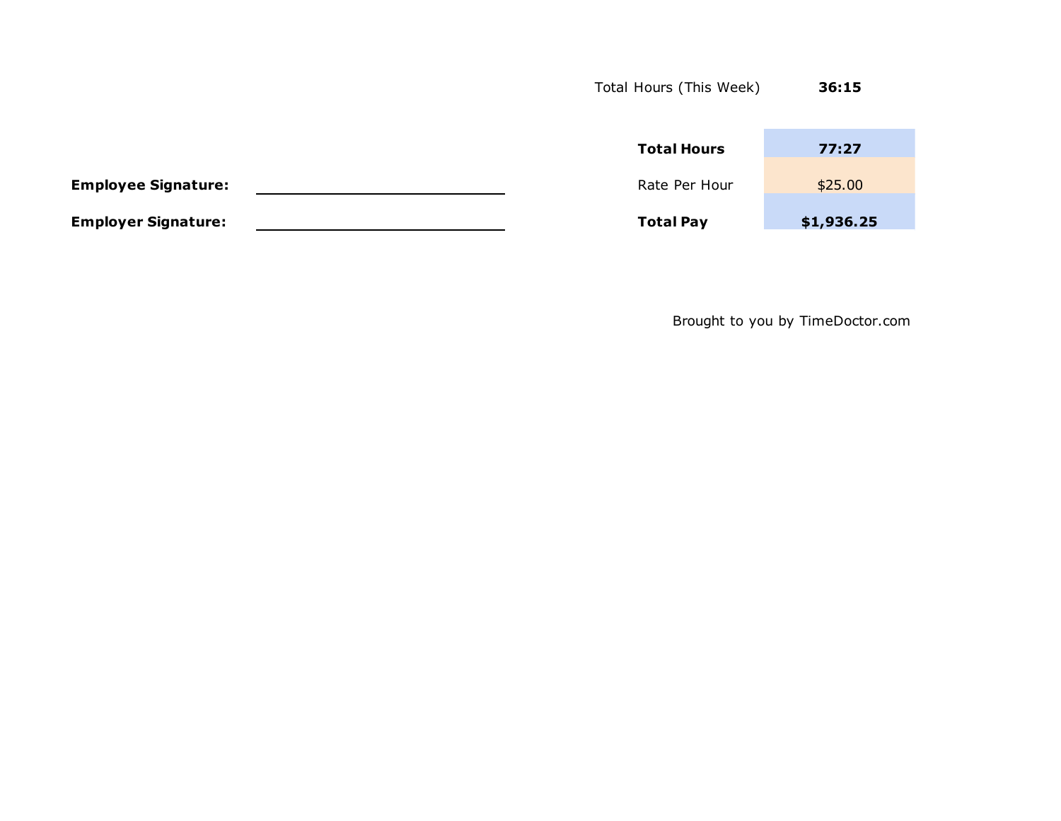| | |
|---|---|
| Total Hours (This Week) | **36:15** |

**Employee Signature:** ______________________________

**Employer Signature:** ______________________________

| | |
|---|---|
| **Total Hours** | **77:27** |
| Rate Per Hour | $25.00 |
| **Total Pay** | **$1,936.25** |

Brought to you by TimeDoctor.com